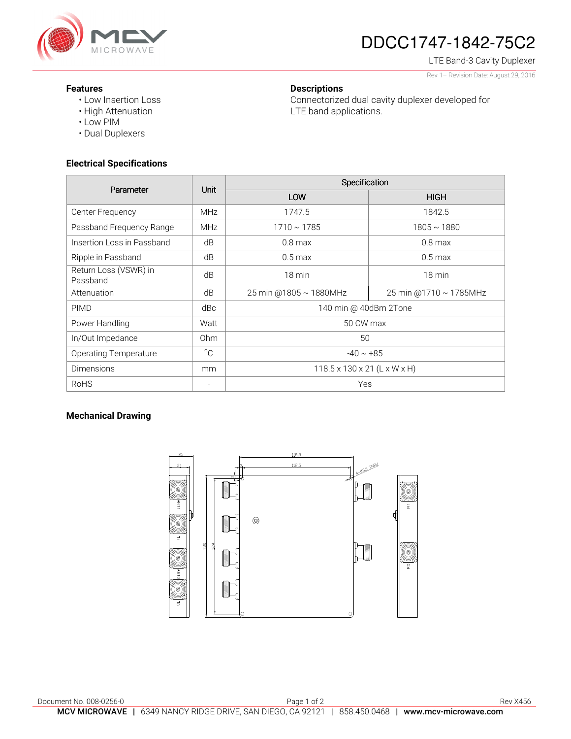# DDCC1747-1842-75C2

LTE Band-3 Cavity Duplexer

Rev 1– Revision Date: August 29, 2016

## Features

- Low Insertion Loss
- High Attenuation
- Low PIM
- Dual Duplexers

## Descriptions

Connectorized dual cavity duplexer developed for LTE band applications.

## Electrical Specifications

| Parameter | Unit | Specification | |
|---|---|---|---|
| | | LOW | HIGH |
| Center Frequency | MHz | 1747.5 | 1842.5 |
| Passband Frequency Range | MHz | 1710 ~ 1785 | 1805 ~ 1880 |
| Insertion Loss in Passband | dB | 0.8 max | 0.8 max |
| Ripple in Passband | dB | 0.5 max | 0.5 max |
| Return Loss (VSWR) in Passband | dB | 18 min | 18 min |
| Attenuation | dB | 25 min @1805 ~ 1880MHz | 25 min @1710 ~ 1785MHz |
| PIMD | dBc | 140 min @ 40dBm 2Tone | |
| Power Handling | Watt | 50 CW max | |
| In/Out Impedance | Ohm | 50 | |
| Operating Temperature | °C | -40 ~ +85 | |
| Dimensions | mm | 118.5 x 130 x 21 (L x W x H) | |
| RoHS | - | Yes | |

## Mechanical Drawing

25
21
118.5
112.5
4-Ø3.2 THRU
ANT1
T1
ANT0
T0
130
124
R1
R0

Document No. 008-0256-0

Rev X456

**MCV MICROWAVE** | 6349 NANCY RIDGE DRIVE, SAN DIEGO, CA 92121 | 858.450.0468 | **www.mcv-microwave.com**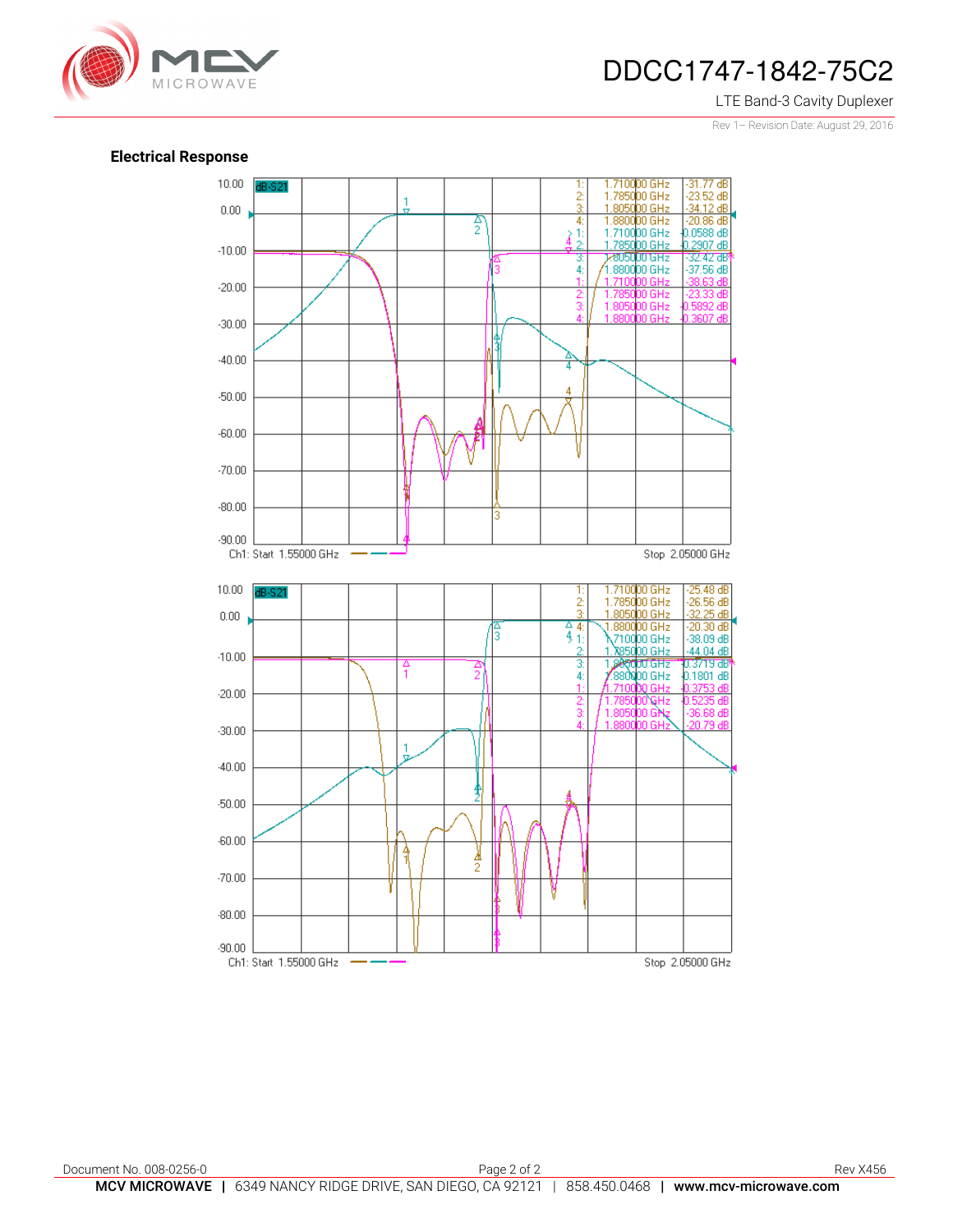## Electrical Response

dB-S21

10.00
0.00
-10.00
-20.00
-30.00
-40.00
-50.00
-60.00
-70.00
-80.00
-90.00

1: 1.710000 GHz -31.77 dB
2: 1.785000 GHz -23.52 dB
3: 1.805000 GHz -34.12 dB
4: 1.880000 GHz -20.86 dB
1: 1.710000 GHz -0.0588 dB
2: 1.785000 GHz -0.2907 dB
3: 1.805000 GHz -32.42 dB
4: 1.880000 GHz -37.56 dB
1: 1.710000 GHz -38.63 dB
2: 1.785000 GHz -23.33 dB
3: 1.805000 GHz -0.5892 dB
4: 1.880000 GHz -0.3607 dB

Ch1: Start 1.55000 GHz
Stop 2.05000 GHz

dB-S21

10.00
0.00
-10.00
-20.00
-30.00
-40.00
-50.00
-60.00
-70.00
-80.00
-90.00

1: 1.710000 GHz -25.48 dB
2: 1.785000 GHz -26.56 dB
3: 1.805000 GHz -32.25 dB
4: 1.880000 GHz -20.30 dB
1: 1.710000 GHz -38.09 dB
2: 1.785000 GHz -44.04 dB
3: 1.805000 GHz -0.3719 dB
4: 1.880000 GHz -0.1801 dB
1: 1.710000 GHz -0.3753 dB
2: 1.785000 GHz -0.5235 dB
3: 1.805000 GHz -36.68 dB
4: 1.880000 GHz -20.79 dB

Ch1: Start 1.55000 GHz
Stop 2.05000 GHz